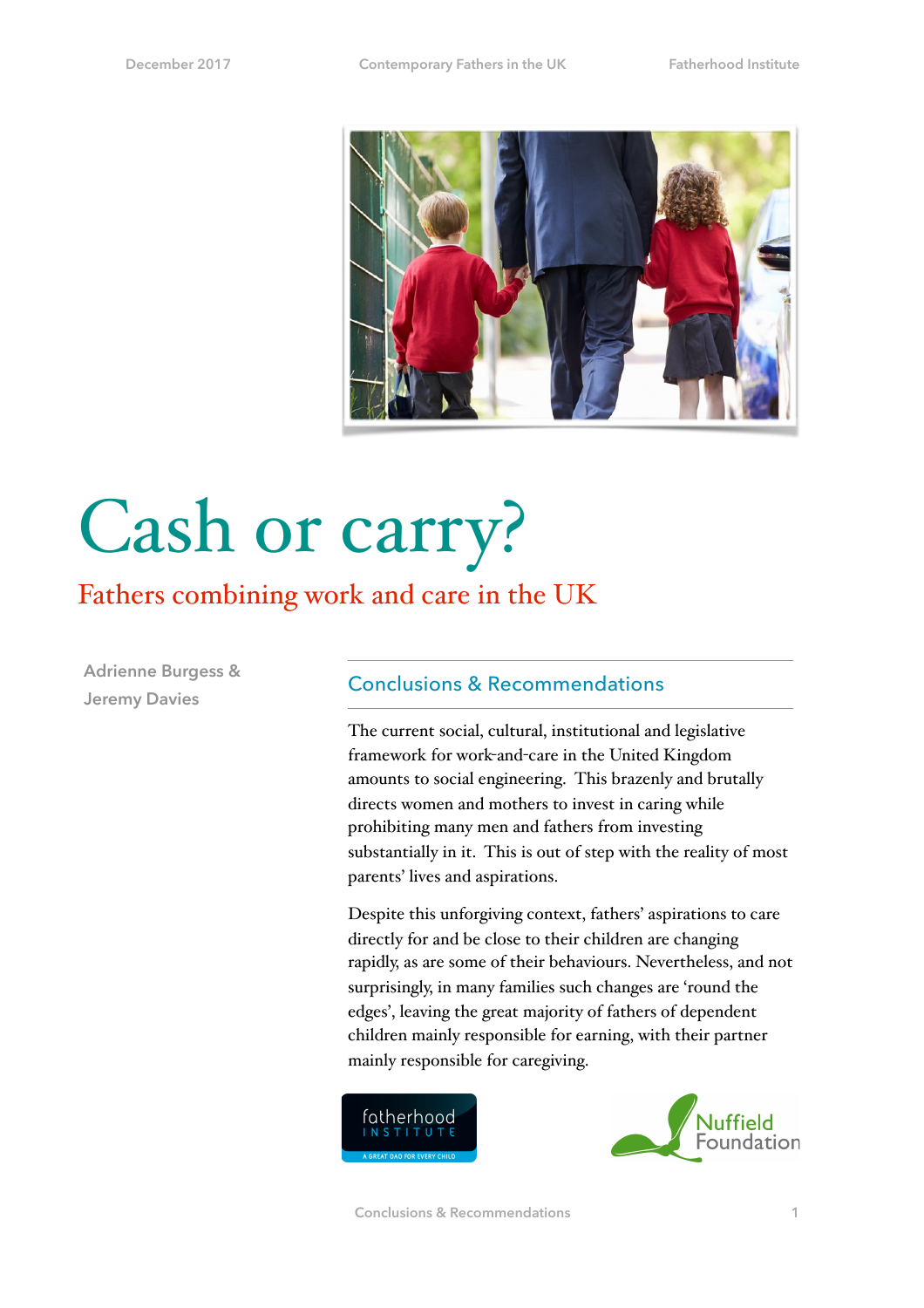# Cash or carry?

## Fathers combining work and care in the UK

Adrienne Burgess & Jeremy Davies

### Conclusions & Recommendations

The current social, cultural, institutional and legislative framework for work-and-care in the United Kingdom amounts to social engineering. This brazenly and brutally directs women and mothers to invest in caring while prohibiting many men and fathers from investing substantially in it. This is out of step with the reality of most parents' lives and aspirations.

Despite this unforgiving context, fathers' aspirations to care directly for and be close to their children are changing rapidly, as are some of their behaviours. Nevertheless, and not surprisingly, in many families such changes are 'round the edges', leaving the great majority of fathers of dependent children mainly responsible for earning, with their partner mainly responsible for caregiving.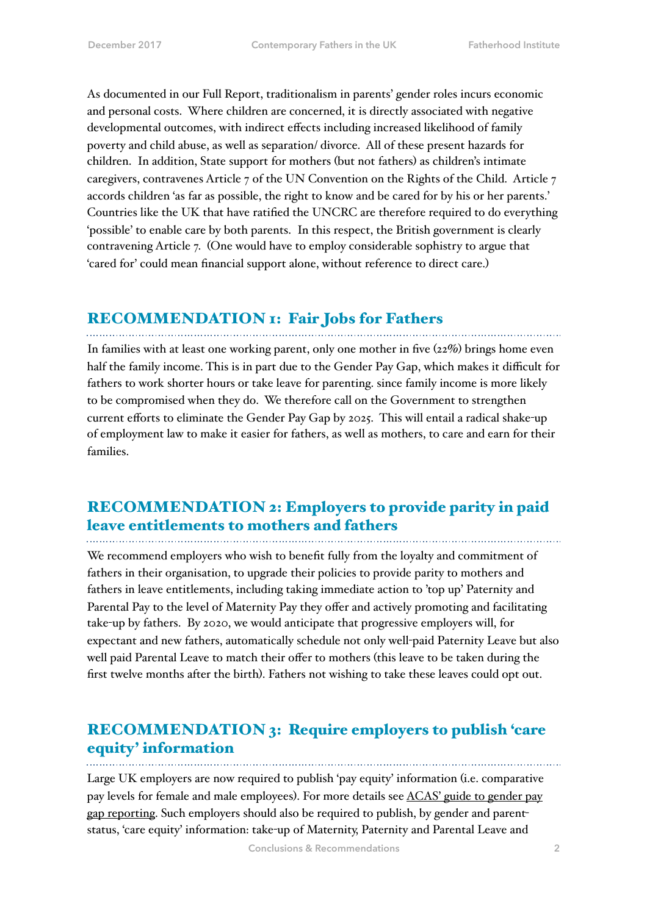As documented in our Full Report, traditionalism in parents' gender roles incurs economic and personal costs. Where children are concerned, it is directly associated with negative developmental outcomes, with indirect effects including increased likelihood of family poverty and child abuse, as well as separation/ divorce. All of these present hazards for children. In addition, State support for mothers (but not fathers) as children's intimate caregivers, contravenes Article 7 of the UN Convention on the Rights of the Child. Article 7 accords children 'as far as possible, the right to know and be cared for by his or her parents.' Countries like the UK that have ratified the UNCRC are therefore required to do everything 'possible' to enable care by both parents. In this respect, the British government is clearly contravening Article 7. (One would have to employ considerable sophistry to argue that 'cared for' could mean financial support alone, without reference to direct care.)

## RECOMMENDATION 1: Fair Jobs for Fathers

In families with at least one working parent, only one mother in five (22%) brings home even half the family income. This is in part due to the Gender Pay Gap, which makes it difficult for fathers to work shorter hours or take leave for parenting. since family income is more likely to be compromised when they do. We therefore call on the Government to strengthen current efforts to eliminate the Gender Pay Gap by 2025. This will entail a radical shake-up of employment law to make it easier for fathers, as well as mothers, to care and earn for their families.

## RECOMMENDATION 2: Employers to provide parity in paid leave entitlements to mothers and fathers

We recommend employers who wish to benefit fully from the loyalty and commitment of fathers in their organisation, to upgrade their policies to provide parity to mothers and fathers in leave entitlements, including taking immediate action to 'top up' Paternity and Parental Pay to the level of Maternity Pay they offer and actively promoting and facilitating take-up by fathers. By 2020, we would anticipate that progressive employers will, for expectant and new fathers, automatically schedule not only well-paid Paternity Leave but also well paid Parental Leave to match their offer to mothers (this leave to be taken during the first twelve months after the birth). Fathers not wishing to take these leaves could opt out.

## RECOMMENDATION 3: Require employers to publish 'care equity' information

Large UK employers are now required to publish 'pay equity' information (i.e. comparative pay levels for female and male employees). For more details see ACAS' guide to gender pay gap reporting. Such employers should also be required to publish, by gender and parent-status, 'care equity' information: take-up of Maternity, Paternity and Parental Leave and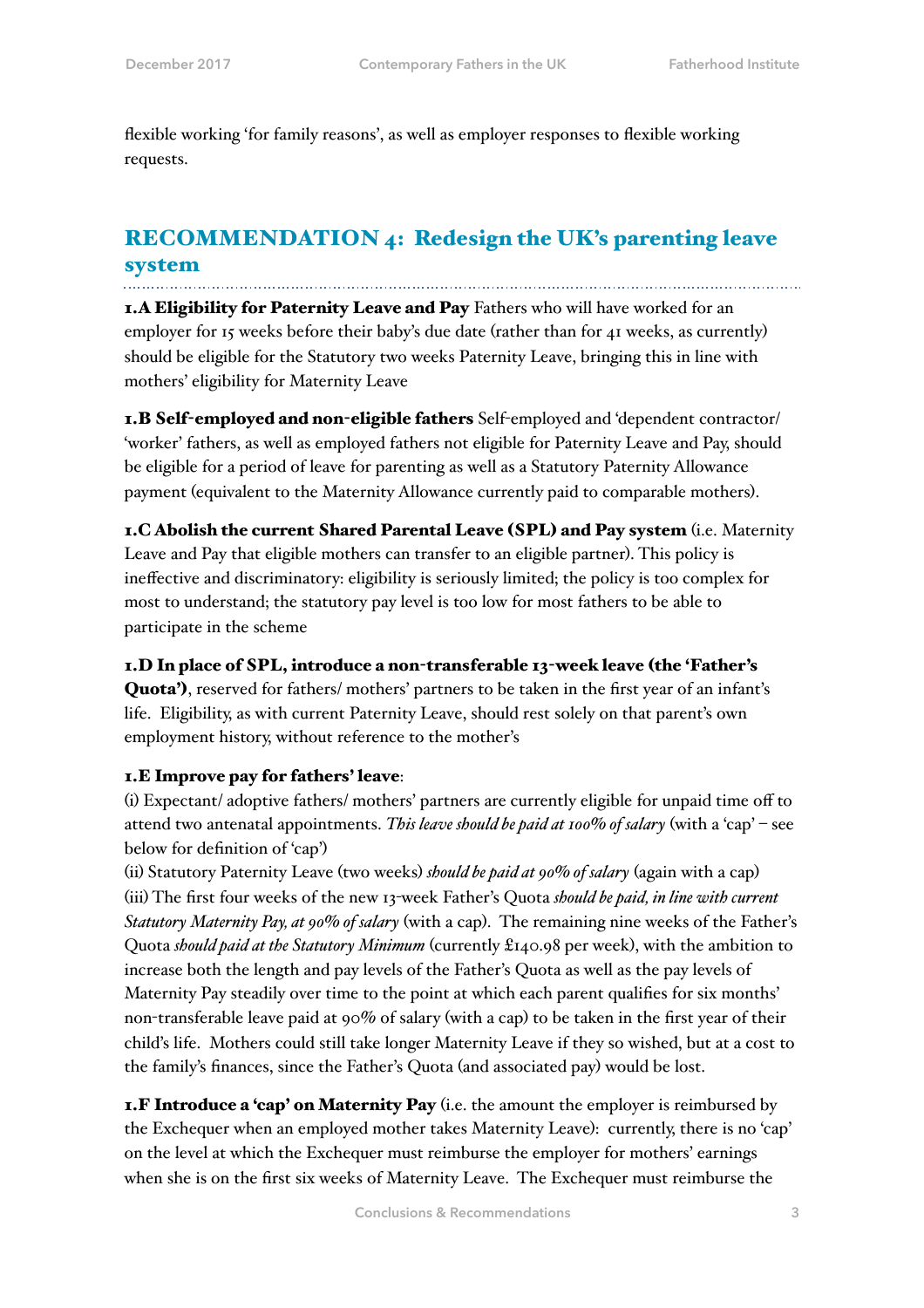flexible working 'for family reasons', as well as employer responses to flexible working requests.

## RECOMMENDATION 4: Redesign the UK's parenting leave system

**1.A Eligibility for Paternity Leave and Pay** Fathers who will have worked for an employer for 15 weeks before their baby's due date (rather than for 41 weeks, as currently) should be eligible for the Statutory two weeks Paternity Leave, bringing this in line with mothers' eligibility for Maternity Leave

**1.B Self-employed and non-eligible fathers** Self-employed and 'dependent contractor/ 'worker' fathers, as well as employed fathers not eligible for Paternity Leave and Pay, should be eligible for a period of leave for parenting as well as a Statutory Paternity Allowance payment (equivalent to the Maternity Allowance currently paid to comparable mothers).

**1.C Abolish the current Shared Parental Leave (SPL) and Pay system** (i.e. Maternity Leave and Pay that eligible mothers can transfer to an eligible partner). This policy is ineffective and discriminatory: eligibility is seriously limited; the policy is too complex for most to understand; the statutory pay level is too low for most fathers to be able to participate in the scheme

**1.D In place of SPL, introduce a non-transferable 13-week leave (the 'Father's Quota')**, reserved for fathers/ mothers' partners to be taken in the first year of an infant's life. Eligibility, as with current Paternity Leave, should rest solely on that parent's own employment history, without reference to the mother's

**1.E Improve pay for fathers' leave**:

(i) Expectant/ adoptive fathers/ mothers' partners are currently eligible for unpaid time off to attend two antenatal appointments. *This leave should be paid at 100% of salary* (with a 'cap' – see below for definition of 'cap')

(ii) Statutory Paternity Leave (two weeks) *should be paid at 90% of salary* (again with a cap)

(iii) The first four weeks of the new 13-week Father's Quota *should be paid, in line with current Statutory Maternity Pay, at 90% of salary* (with a cap). The remaining nine weeks of the Father's Quota *should paid at the Statutory Minimum* (currently £140.98 per week), with the ambition to increase both the length and pay levels of the Father's Quota as well as the pay levels of Maternity Pay steadily over time to the point at which each parent qualifies for six months' non-transferable leave paid at 90% of salary (with a cap) to be taken in the first year of their child's life. Mothers could still take longer Maternity Leave if they so wished, but at a cost to the family's finances, since the Father's Quota (and associated pay) would be lost.

**1.F Introduce a 'cap' on Maternity Pay** (i.e. the amount the employer is reimbursed by the Exchequer when an employed mother takes Maternity Leave): currently, there is no 'cap' on the level at which the Exchequer must reimburse the employer for mothers' earnings when she is on the first six weeks of Maternity Leave. The Exchequer must reimburse the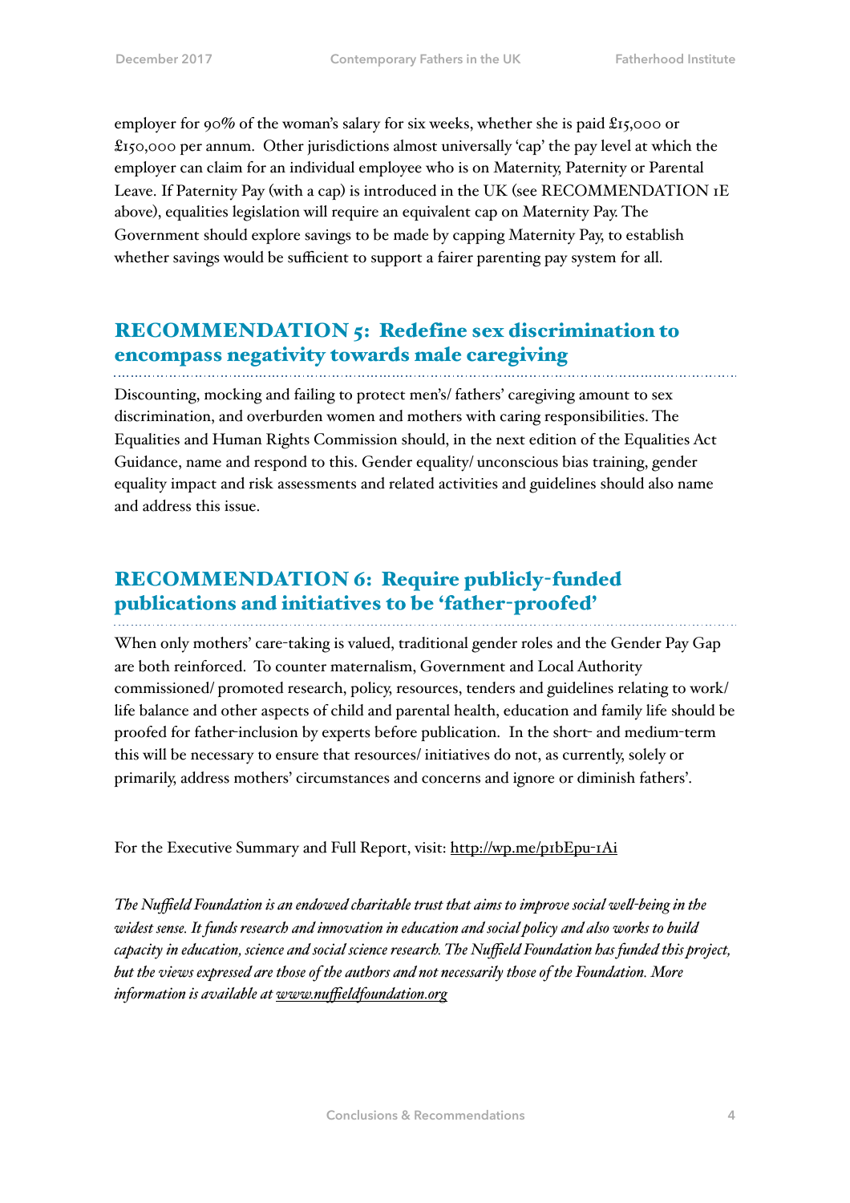employer for 90% of the woman's salary for six weeks, whether she is paid £15,000 or £150,000 per annum. Other jurisdictions almost universally 'cap' the pay level at which the employer can claim for an individual employee who is on Maternity, Paternity or Parental Leave. If Paternity Pay (with a cap) is introduced in the UK (see RECOMMENDATION 1E above), equalities legislation will require an equivalent cap on Maternity Pay. The Government should explore savings to be made by capping Maternity Pay, to establish whether savings would be sufficient to support a fairer parenting pay system for all.

## RECOMMENDATION 5: Redefine sex discrimination to encompass negativity towards male caregiving

Discounting, mocking and failing to protect men's/ fathers' caregiving amount to sex discrimination, and overburden women and mothers with caring responsibilities. The Equalities and Human Rights Commission should, in the next edition of the Equalities Act Guidance, name and respond to this. Gender equality/ unconscious bias training, gender equality impact and risk assessments and related activities and guidelines should also name and address this issue.

## RECOMMENDATION 6: Require publicly-funded publications and initiatives to be 'father-proofed'

When only mothers' care-taking is valued, traditional gender roles and the Gender Pay Gap are both reinforced. To counter maternalism, Government and Local Authority commissioned/ promoted research, policy, resources, tenders and guidelines relating to work/ life balance and other aspects of child and parental health, education and family life should be proofed for father-inclusion by experts before publication. In the short- and medium-term this will be necessary to ensure that resources/ initiatives do not, as currently, solely or primarily, address mothers' circumstances and concerns and ignore or diminish fathers'.

For the Executive Summary and Full Report, visit: http://wp.me/p1bEpu-1Ai

*The Nuffield Foundation is an endowed charitable trust that aims to improve social well-being in the widest sense. It funds research and innovation in education and social policy and also works to build capacity in education, science and social science research. The Nuffield Foundation has funded this project, but the views expressed are those of the authors and not necessarily those of the Foundation. More information is available at www.nuffieldfoundation.org*